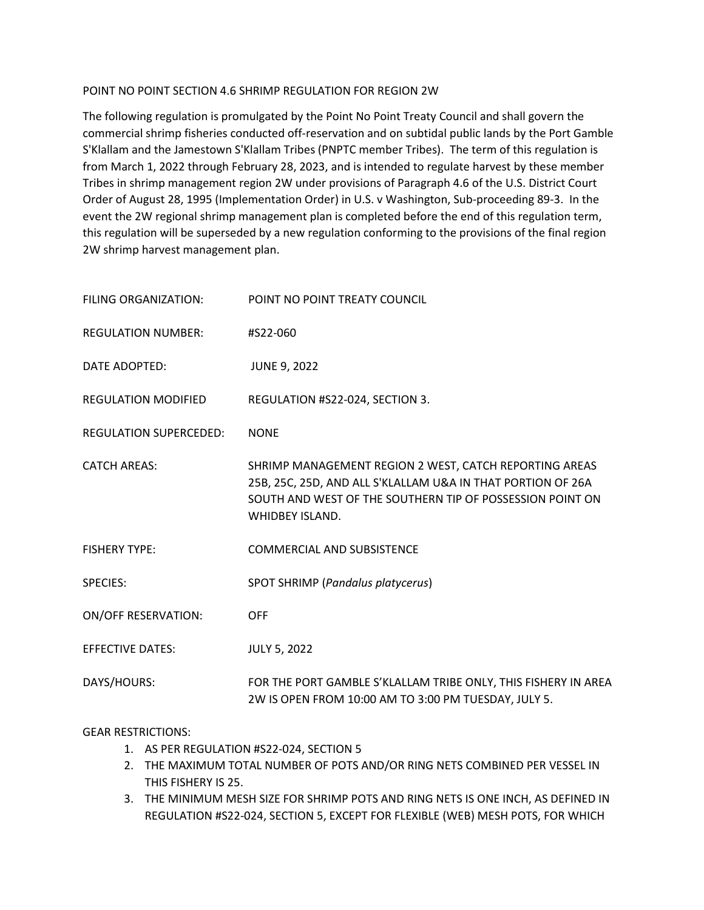POINT NO POINT SECTION 4.6 SHRIMP REGULATION FOR REGION 2W

The following regulation is promulgated by the Point No Point Treaty Council and shall govern the commercial shrimp fisheries conducted off-reservation and on subtidal public lands by the Port Gamble S'Klallam and the Jamestown S'Klallam Tribes (PNPTC member Tribes). The term of this regulation is from March 1, 2022 through February 28, 2023, and is intended to regulate harvest by these member Tribes in shrimp management region 2W under provisions of Paragraph 4.6 of the U.S. District Court Order of August 28, 1995 (Implementation Order) in U.S. v Washington, Sub-proceeding 89-3. In the event the 2W regional shrimp management plan is completed before the end of this regulation term, this regulation will be superseded by a new regulation conforming to the provisions of the final region 2W shrimp harvest management plan.

| | |
|---|---|
| FILING ORGANIZATION: | POINT NO POINT TREATY COUNCIL |
| REGULATION NUMBER: | #S22-060 |
| DATE ADOPTED: | JUNE 9, 2022 |
| REGULATION MODIFIED | REGULATION #S22-024, SECTION 3. |
| REGULATION SUPERCEDED: | NONE |
| CATCH AREAS: | SHRIMP MANAGEMENT REGION 2 WEST, CATCH REPORTING AREAS 25B, 25C, 25D, AND ALL S'KLALLAM U&A IN THAT PORTION OF 26A SOUTH AND WEST OF THE SOUTHERN TIP OF POSSESSION POINT ON WHIDBEY ISLAND. |
| FISHERY TYPE: | COMMERCIAL AND SUBSISTENCE |
| SPECIES: | SPOT SHRIMP (*Pandalus platycerus*) |
| ON/OFF RESERVATION: | OFF |
| EFFECTIVE DATES: | JULY 5, 2022 |
| DAYS/HOURS: | FOR THE PORT GAMBLE S'KLALLAM TRIBE ONLY, THIS FISHERY IN AREA 2W IS OPEN FROM 10:00 AM TO 3:00 PM TUESDAY, JULY 5. |

GEAR RESTRICTIONS:

1. AS PER REGULATION #S22-024, SECTION 5
2. THE MAXIMUM TOTAL NUMBER OF POTS AND/OR RING NETS COMBINED PER VESSEL IN THIS FISHERY IS 25.
3. THE MINIMUM MESH SIZE FOR SHRIMP POTS AND RING NETS IS ONE INCH, AS DEFINED IN REGULATION #S22-024, SECTION 5, EXCEPT FOR FLEXIBLE (WEB) MESH POTS, FOR WHICH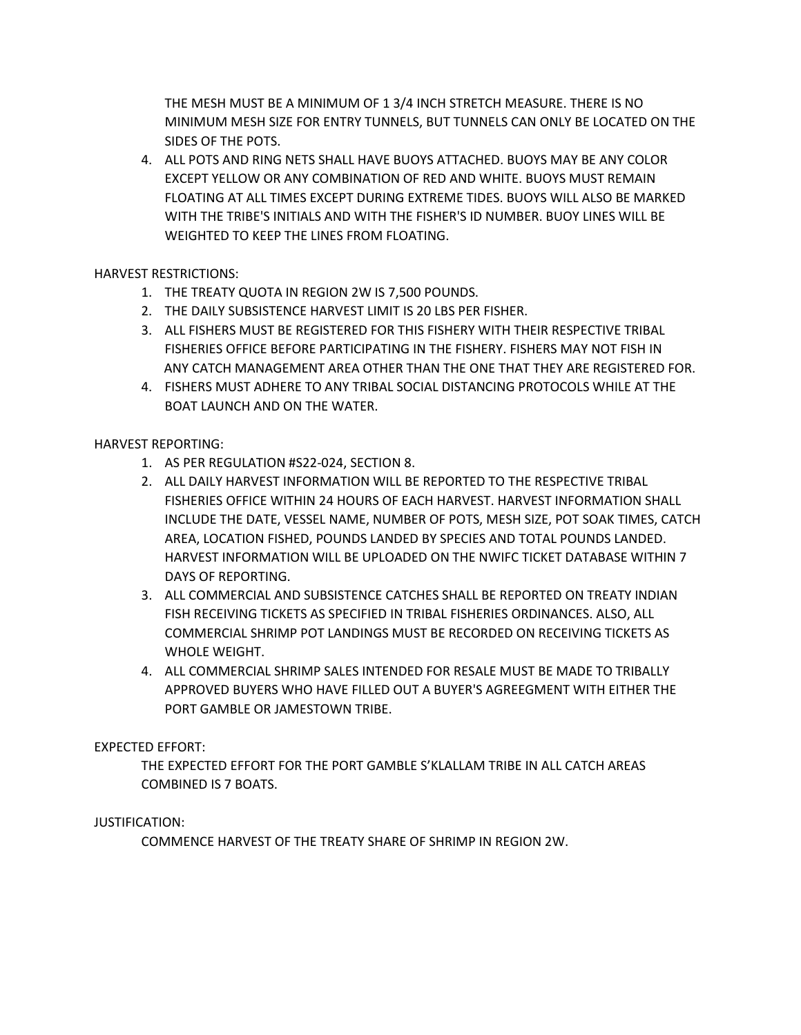THE MESH MUST BE A MINIMUM OF 1 3/4 INCH STRETCH MEASURE. THERE IS NO MINIMUM MESH SIZE FOR ENTRY TUNNELS, BUT TUNNELS CAN ONLY BE LOCATED ON THE SIDES OF THE POTS.

4. ALL POTS AND RING NETS SHALL HAVE BUOYS ATTACHED. BUOYS MAY BE ANY COLOR EXCEPT YELLOW OR ANY COMBINATION OF RED AND WHITE. BUOYS MUST REMAIN FLOATING AT ALL TIMES EXCEPT DURING EXTREME TIDES. BUOYS WILL ALSO BE MARKED WITH THE TRIBE'S INITIALS AND WITH THE FISHER'S ID NUMBER. BUOY LINES WILL BE WEIGHTED TO KEEP THE LINES FROM FLOATING.

HARVEST RESTRICTIONS:

1. THE TREATY QUOTA IN REGION 2W IS 7,500 POUNDS.
2. THE DAILY SUBSISTENCE HARVEST LIMIT IS 20 LBS PER FISHER.
3. ALL FISHERS MUST BE REGISTERED FOR THIS FISHERY WITH THEIR RESPECTIVE TRIBAL FISHERIES OFFICE BEFORE PARTICIPATING IN THE FISHERY. FISHERS MAY NOT FISH IN ANY CATCH MANAGEMENT AREA OTHER THAN THE ONE THAT THEY ARE REGISTERED FOR.
4. FISHERS MUST ADHERE TO ANY TRIBAL SOCIAL DISTANCING PROTOCOLS WHILE AT THE BOAT LAUNCH AND ON THE WATER.

HARVEST REPORTING:

1. AS PER REGULATION #S22-024, SECTION 8.
2. ALL DAILY HARVEST INFORMATION WILL BE REPORTED TO THE RESPECTIVE TRIBAL FISHERIES OFFICE WITHIN 24 HOURS OF EACH HARVEST. HARVEST INFORMATION SHALL INCLUDE THE DATE, VESSEL NAME, NUMBER OF POTS, MESH SIZE, POT SOAK TIMES, CATCH AREA, LOCATION FISHED, POUNDS LANDED BY SPECIES AND TOTAL POUNDS LANDED. HARVEST INFORMATION WILL BE UPLOADED ON THE NWIFC TICKET DATABASE WITHIN 7 DAYS OF REPORTING.
3. ALL COMMERCIAL AND SUBSISTENCE CATCHES SHALL BE REPORTED ON TREATY INDIAN FISH RECEIVING TICKETS AS SPECIFIED IN TRIBAL FISHERIES ORDINANCES. ALSO, ALL COMMERCIAL SHRIMP POT LANDINGS MUST BE RECORDED ON RECEIVING TICKETS AS WHOLE WEIGHT.
4. ALL COMMERCIAL SHRIMP SALES INTENDED FOR RESALE MUST BE MADE TO TRIBALLY APPROVED BUYERS WHO HAVE FILLED OUT A BUYER'S AGREEGMENT WITH EITHER THE PORT GAMBLE OR JAMESTOWN TRIBE.

EXPECTED EFFORT:

THE EXPECTED EFFORT FOR THE PORT GAMBLE S'KLALLAM TRIBE IN ALL CATCH AREAS COMBINED IS 7 BOATS.

JUSTIFICATION:

COMMENCE HARVEST OF THE TREATY SHARE OF SHRIMP IN REGION 2W.